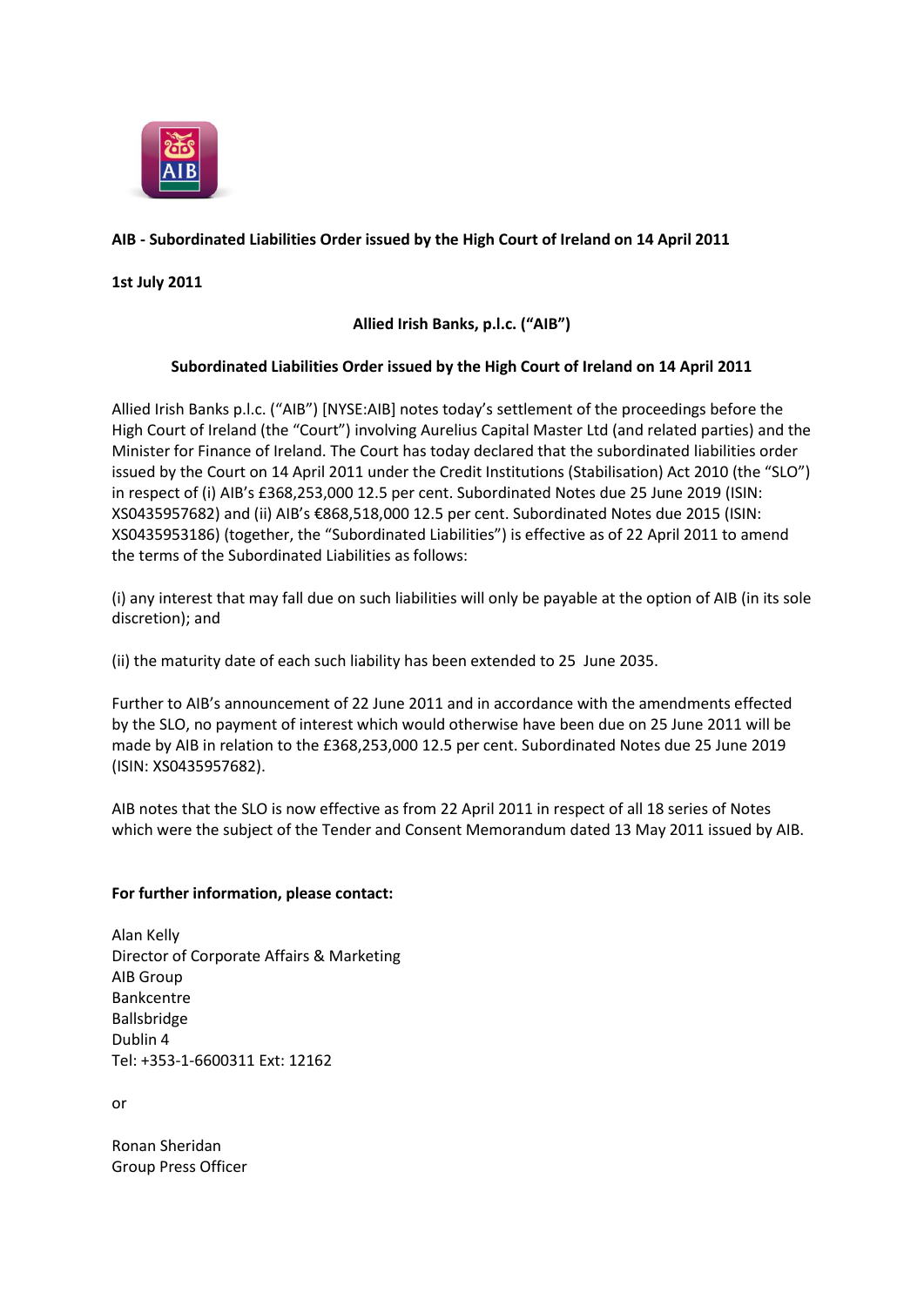**AIB - Subordinated Liabilities Order issued by the High Court of Ireland on 14 April 2011**

**1st July 2011**

**Allied Irish Banks, p.l.c. ("AIB")**

**Subordinated Liabilities Order issued by the High Court of Ireland on 14 April 2011**

Allied Irish Banks p.l.c. ("AIB") [NYSE:AIB] notes today's settlement of the proceedings before the High Court of Ireland (the "Court") involving Aurelius Capital Master Ltd (and related parties) and the Minister for Finance of Ireland. The Court has today declared that the subordinated liabilities order issued by the Court on 14 April 2011 under the Credit Institutions (Stabilisation) Act 2010 (the "SLO") in respect of (i) AIB's £368,253,000 12.5 per cent. Subordinated Notes due 25 June 2019 (ISIN: XS0435957682) and (ii) AIB's €868,518,000 12.5 per cent. Subordinated Notes due 2015 (ISIN: XS0435953186) (together, the "Subordinated Liabilities") is effective as of 22 April 2011 to amend the terms of the Subordinated Liabilities as follows:

(i) any interest that may fall due on such liabilities will only be payable at the option of AIB (in its sole discretion); and

(ii) the maturity date of each such liability has been extended to 25 June 2035.

Further to AIB's announcement of 22 June 2011 and in accordance with the amendments effected by the SLO, no payment of interest which would otherwise have been due on 25 June 2011 will be made by AIB in relation to the £368,253,000 12.5 per cent. Subordinated Notes due 25 June 2019 (ISIN: XS0435957682).

AIB notes that the SLO is now effective as from 22 April 2011 in respect of all 18 series of Notes which were the subject of the Tender and Consent Memorandum dated 13 May 2011 issued by AIB.

**For further information, please contact:**

Alan Kelly
Director of Corporate Affairs & Marketing
AIB Group
Bankcentre
Ballsbridge
Dublin 4
Tel: +353-1-6600311 Ext: 12162

or

Ronan Sheridan
Group Press Officer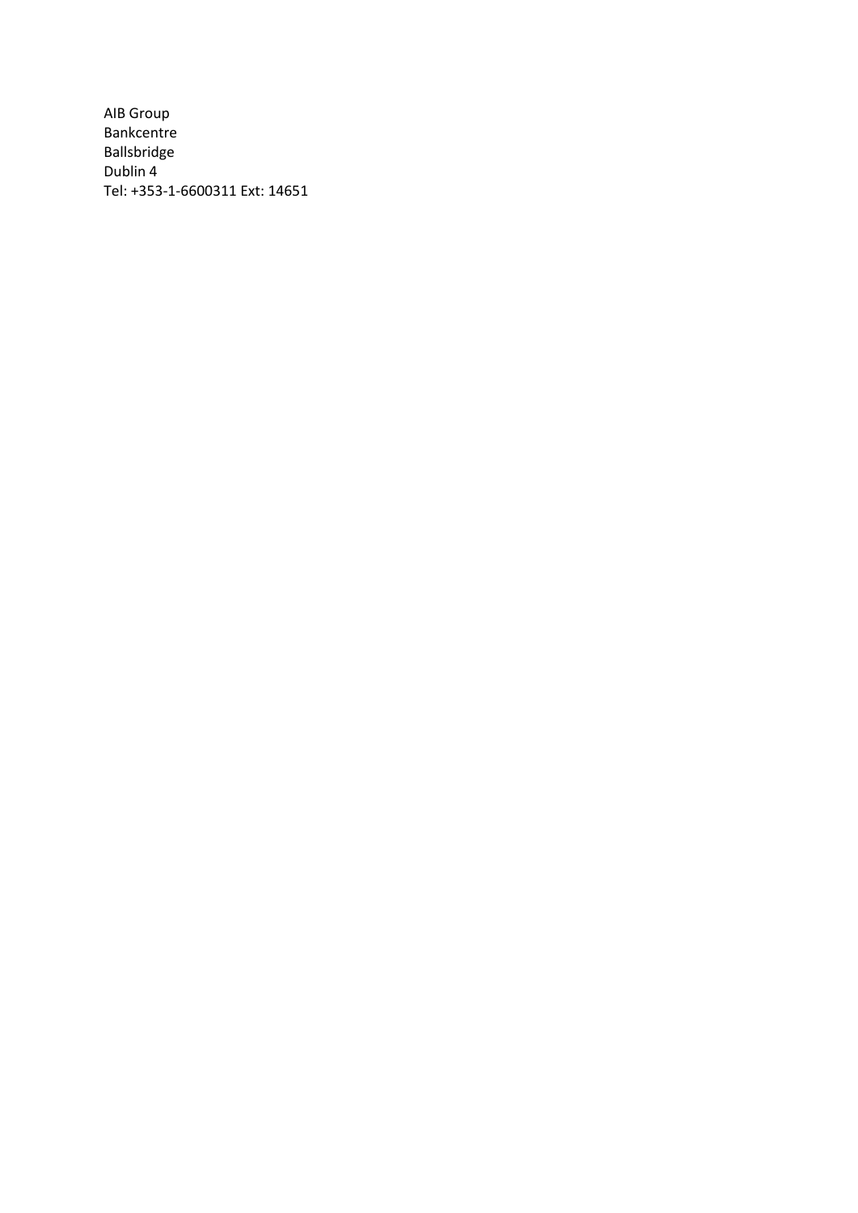AIB Group
Bankcentre
Ballsbridge
Dublin 4
Tel: +353-1-6600311 Ext: 14651